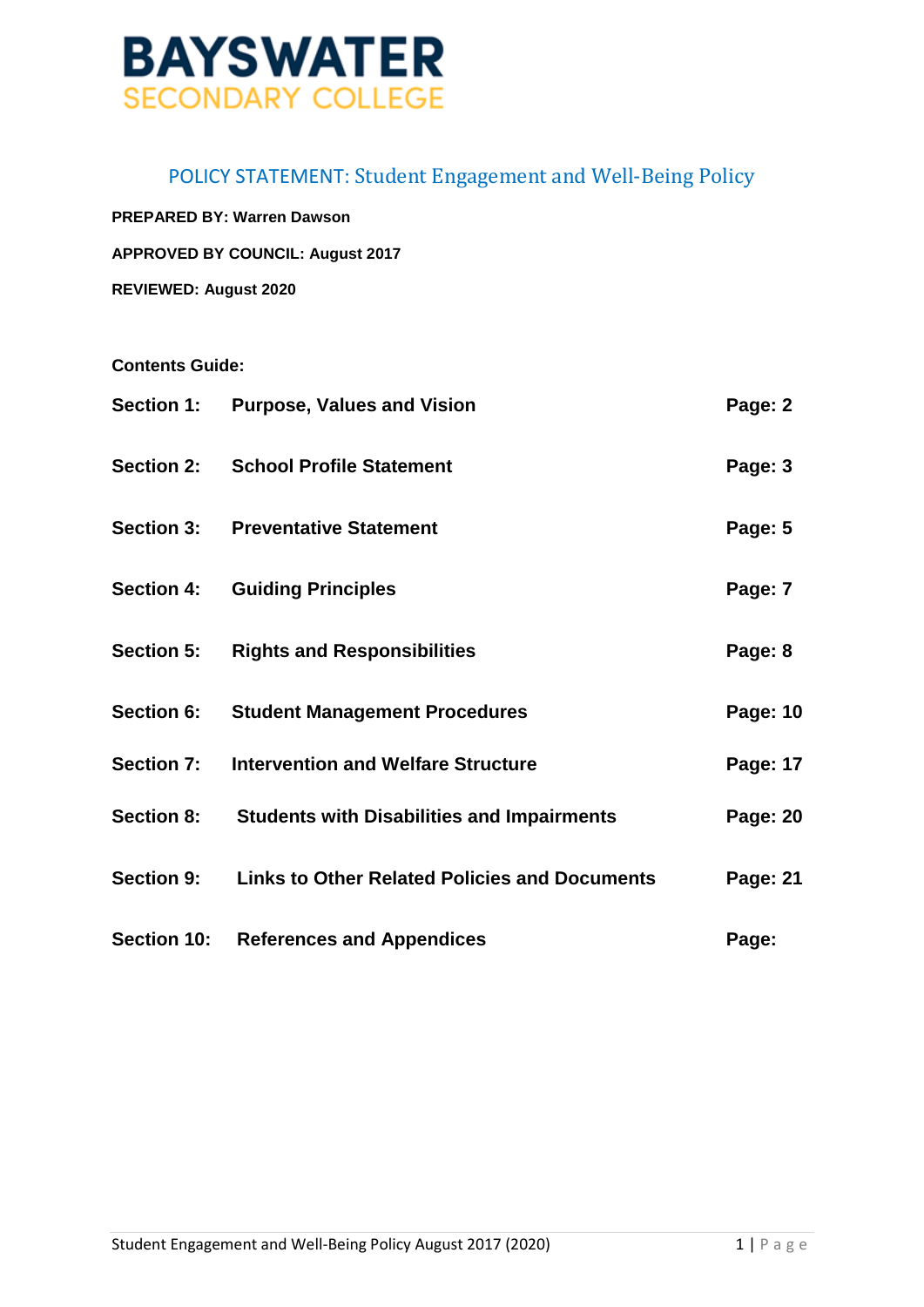# BAYSWATER
SECONDARY COLLEGE

## POLICY STATEMENT: Student Engagement and Well-Being Policy

**PREPARED BY: Warren Dawson**

**APPROVED BY COUNCIL: August 2017**

**REVIEWED: August 2020**

**Contents Guide:**

| | | |
|---|---|---|
| **Section 1:** | **Purpose, Values and Vision** | **Page: 2** |
| **Section 2:** | **School Profile Statement** | **Page: 3** |
| **Section 3:** | **Preventative Statement** | **Page: 5** |
| **Section 4:** | **Guiding Principles** | **Page: 7** |
| **Section 5:** | **Rights and Responsibilities** | **Page: 8** |
| **Section 6:** | **Student Management Procedures** | **Page: 10** |
| **Section 7:** | **Intervention and Welfare Structure** | **Page: 17** |
| **Section 8:** | **Students with Disabilities and Impairments** | **Page: 20** |
| **Section 9:** | **Links to Other Related Policies and Documents** | **Page: 21** |
| **Section 10:** | **References and Appendices** | **Page:** |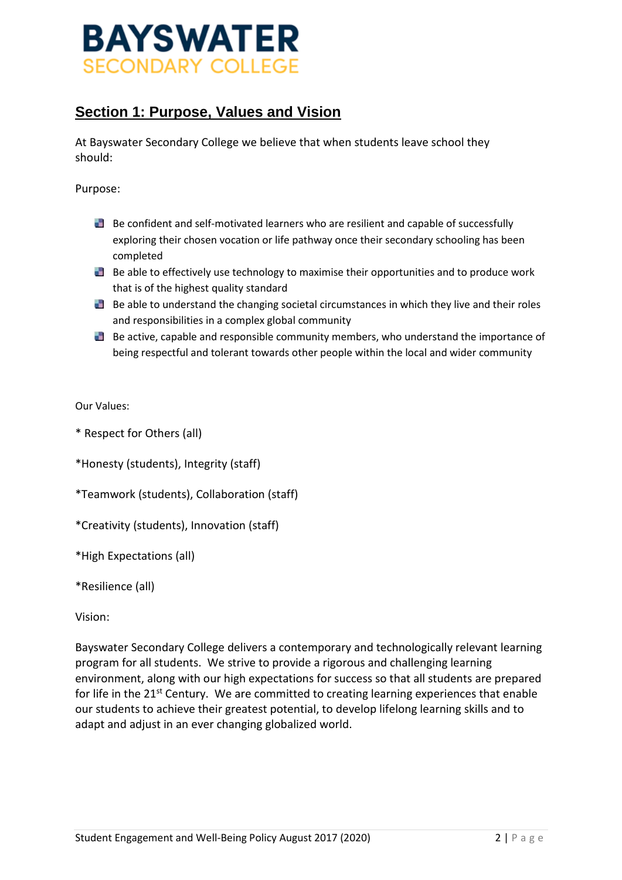# BAYSWATER
SECONDARY COLLEGE

## Section 1: Purpose, Values and Vision

At Bayswater Secondary College we believe that when students leave school they should:

Purpose:

- Be confident and self-motivated learners who are resilient and capable of successfully exploring their chosen vocation or life pathway once their secondary schooling has been completed
- Be able to effectively use technology to maximise their opportunities and to produce work that is of the highest quality standard
- Be able to understand the changing societal circumstances in which they live and their roles and responsibilities in a complex global community
- Be active, capable and responsible community members, who understand the importance of being respectful and tolerant towards other people within the local and wider community

Our Values:

* Respect for Others (all)

*Honesty (students), Integrity (staff)

*Teamwork (students), Collaboration (staff)

*Creativity (students), Innovation (staff)

*High Expectations (all)

*Resilience (all)

Vision:

Bayswater Secondary College delivers a contemporary and technologically relevant learning program for all students. We strive to provide a rigorous and challenging learning environment, along with our high expectations for success so that all students are prepared for life in the 21st Century. We are committed to creating learning experiences that enable our students to achieve their greatest potential, to develop lifelong learning skills and to adapt and adjust in an ever changing globalized world.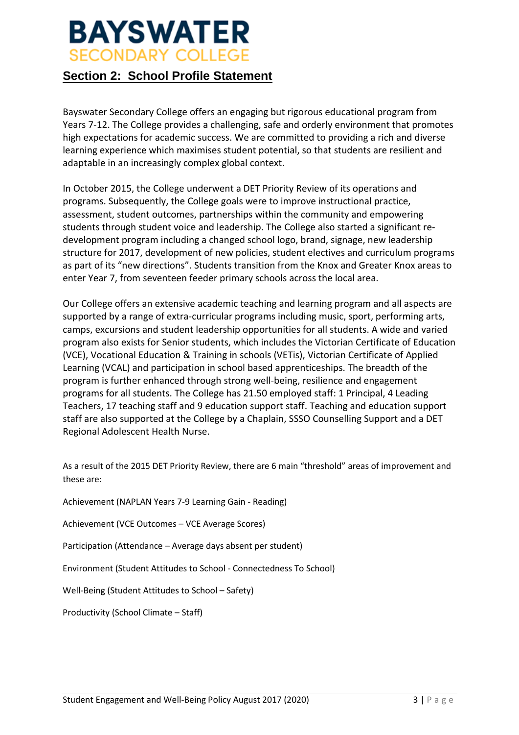**BAYSWATER**
**SECONDARY COLLEGE**

## Section 2: School Profile Statement

Bayswater Secondary College offers an engaging but rigorous educational program from Years 7-12. The College provides a challenging, safe and orderly environment that promotes high expectations for academic success. We are committed to providing a rich and diverse learning experience which maximises student potential, so that students are resilient and adaptable in an increasingly complex global context.

In October 2015, the College underwent a DET Priority Review of its operations and programs. Subsequently, the College goals were to improve instructional practice, assessment, student outcomes, partnerships within the community and empowering students through student voice and leadership. The College also started a significant re-development program including a changed school logo, brand, signage, new leadership structure for 2017, development of new policies, student electives and curriculum programs as part of its "new directions". Students transition from the Knox and Greater Knox areas to enter Year 7, from seventeen feeder primary schools across the local area.

Our College offers an extensive academic teaching and learning program and all aspects are supported by a range of extra-curricular programs including music, sport, performing arts, camps, excursions and student leadership opportunities for all students. A wide and varied program also exists for Senior students, which includes the Victorian Certificate of Education (VCE), Vocational Education & Training in schools (VETis), Victorian Certificate of Applied Learning (VCAL) and participation in school based apprenticeships. The breadth of the program is further enhanced through strong well-being, resilience and engagement programs for all students. The College has 21.50 employed staff: 1 Principal, 4 Leading Teachers, 17 teaching staff and 9 education support staff. Teaching and education support staff are also supported at the College by a Chaplain, SSSO Counselling Support and a DET Regional Adolescent Health Nurse.

As a result of the 2015 DET Priority Review, there are 6 main "threshold" areas of improvement and these are:

Achievement (NAPLAN Years 7-9 Learning Gain - Reading)

Achievement (VCE Outcomes – VCE Average Scores)

Participation (Attendance – Average days absent per student)

Environment (Student Attitudes to School - Connectedness To School)

Well-Being (Student Attitudes to School – Safety)

Productivity (School Climate – Staff)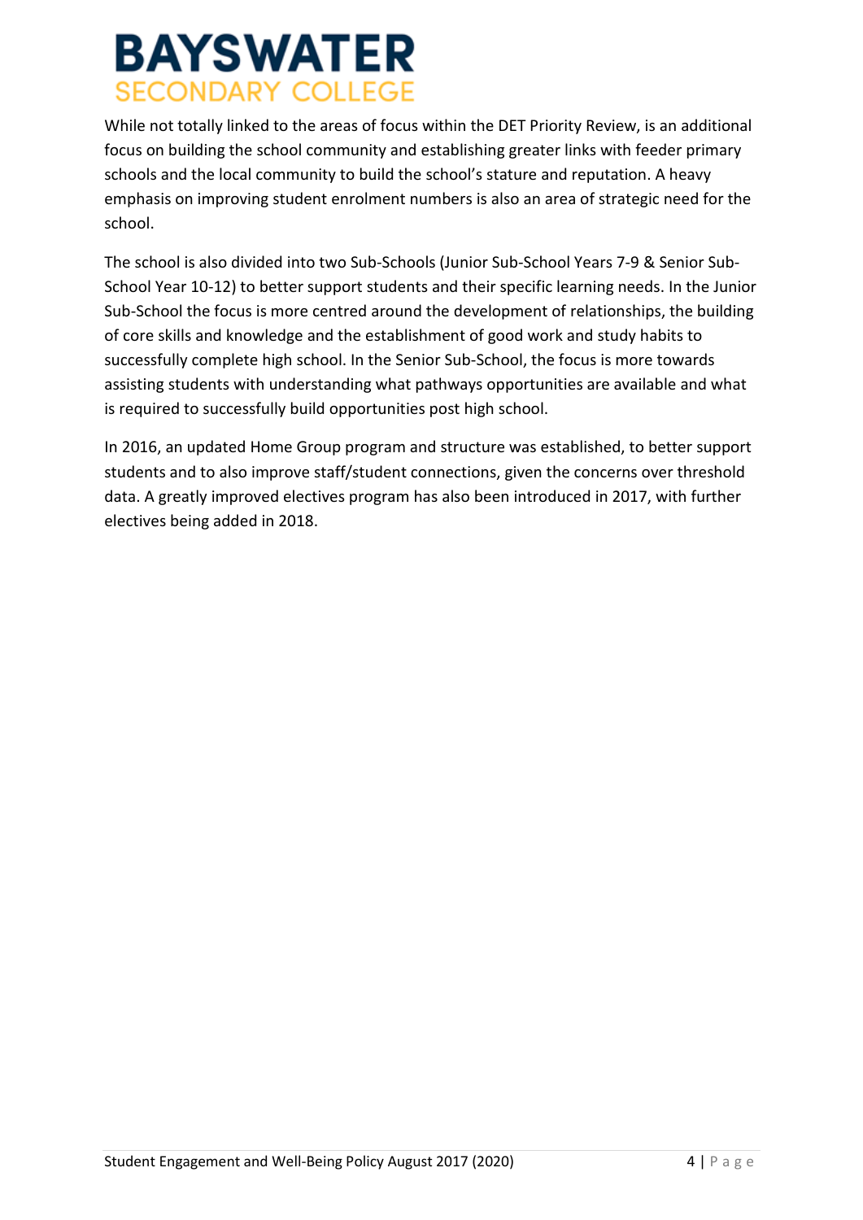While not totally linked to the areas of focus within the DET Priority Review, is an additional focus on building the school community and establishing greater links with feeder primary schools and the local community to build the school's stature and reputation. A heavy emphasis on improving student enrolment numbers is also an area of strategic need for the school.

The school is also divided into two Sub-Schools (Junior Sub-School Years 7-9 & Senior Sub-School Year 10-12) to better support students and their specific learning needs. In the Junior Sub-School the focus is more centred around the development of relationships, the building of core skills and knowledge and the establishment of good work and study habits to successfully complete high school. In the Senior Sub-School, the focus is more towards assisting students with understanding what pathways opportunities are available and what is required to successfully build opportunities post high school.

In 2016, an updated Home Group program and structure was established, to better support students and to also improve staff/student connections, given the concerns over threshold data. A greatly improved electives program has also been introduced in 2017, with further electives being added in 2018.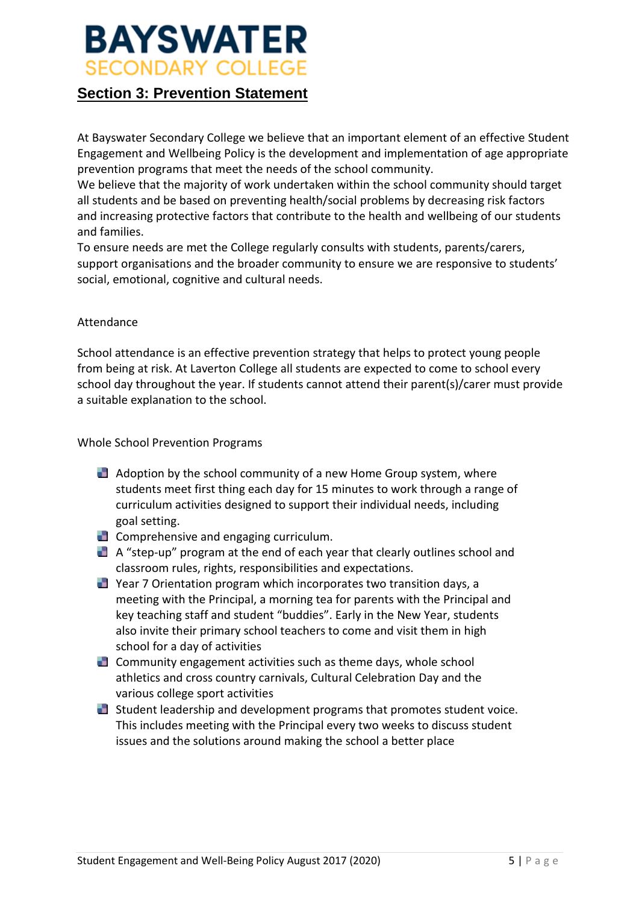# BAYSWATER
SECONDARY COLLEGE

## Section 3: Prevention Statement

At Bayswater Secondary College we believe that an important element of an effective Student Engagement and Wellbeing Policy is the development and implementation of age appropriate prevention programs that meet the needs of the school community.
We believe that the majority of work undertaken within the school community should target all students and be based on preventing health/social problems by decreasing risk factors and increasing protective factors that contribute to the health and wellbeing of our students and families.
To ensure needs are met the College regularly consults with students, parents/carers, support organisations and the broader community to ensure we are responsive to students' social, emotional, cognitive and cultural needs.

Attendance

School attendance is an effective prevention strategy that helps to protect young people from being at risk. At Laverton College all students are expected to come to school every school day throughout the year. If students cannot attend their parent(s)/carer must provide a suitable explanation to the school.

Whole School Prevention Programs

- Adoption by the school community of a new Home Group system, where students meet first thing each day for 15 minutes to work through a range of curriculum activities designed to support their individual needs, including goal setting.
- Comprehensive and engaging curriculum.
- A "step-up" program at the end of each year that clearly outlines school and classroom rules, rights, responsibilities and expectations.
- Year 7 Orientation program which incorporates two transition days, a meeting with the Principal, a morning tea for parents with the Principal and key teaching staff and student "buddies". Early in the New Year, students also invite their primary school teachers to come and visit them in high school for a day of activities
- Community engagement activities such as theme days, whole school athletics and cross country carnivals, Cultural Celebration Day and the various college sport activities
- Student leadership and development programs that promotes student voice. This includes meeting with the Principal every two weeks to discuss student issues and the solutions around making the school a better place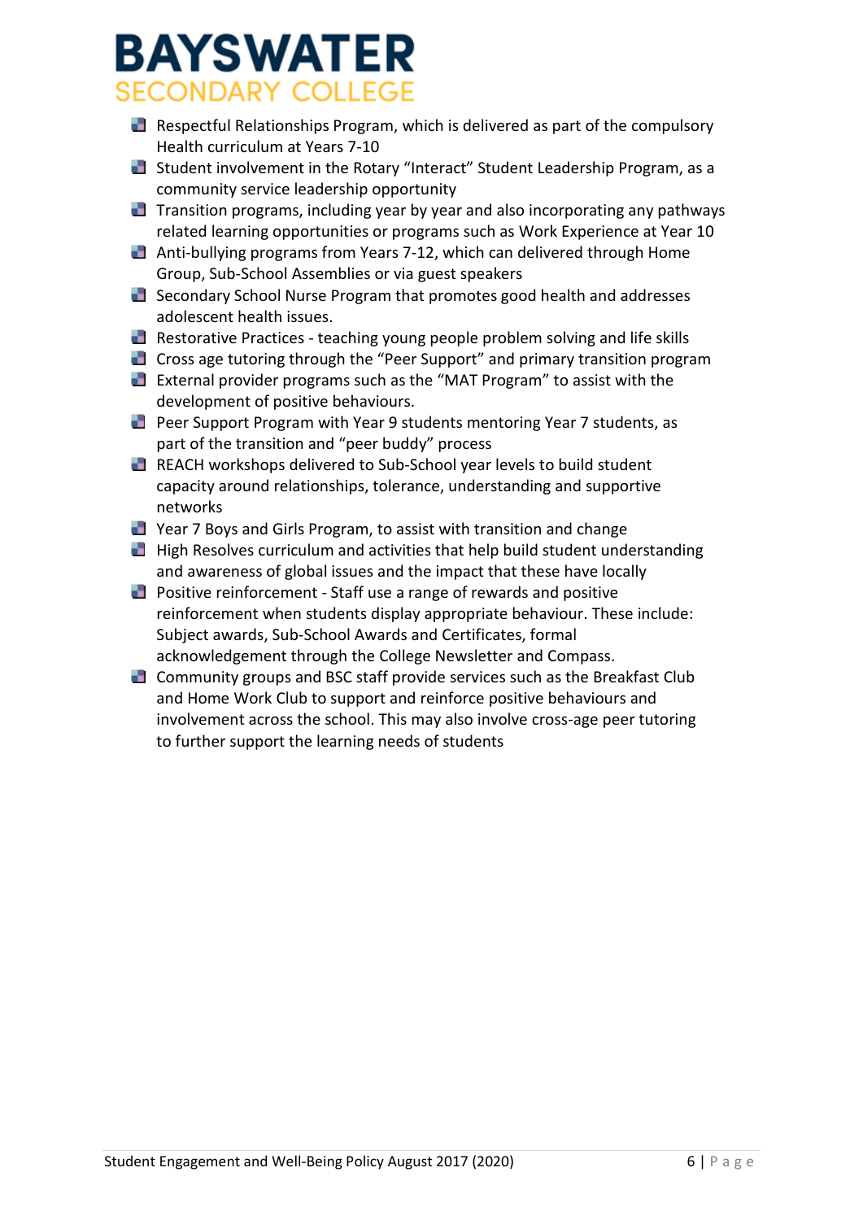- Respectful Relationships Program, which is delivered as part of the compulsory Health curriculum at Years 7-10
- Student involvement in the Rotary “Interact” Student Leadership Program, as a community service leadership opportunity
- Transition programs, including year by year and also incorporating any pathways related learning opportunities or programs such as Work Experience at Year 10
- Anti-bullying programs from Years 7-12, which can delivered through Home Group, Sub-School Assemblies or via guest speakers
- Secondary School Nurse Program that promotes good health and addresses adolescent health issues.
- Restorative Practices - teaching young people problem solving and life skills
- Cross age tutoring through the “Peer Support” and primary transition program
- External provider programs such as the “MAT Program” to assist with the development of positive behaviours.
- Peer Support Program with Year 9 students mentoring Year 7 students, as part of the transition and “peer buddy” process
- REACH workshops delivered to Sub-School year levels to build student capacity around relationships, tolerance, understanding and supportive networks
- Year 7 Boys and Girls Program, to assist with transition and change
- High Resolves curriculum and activities that help build student understanding and awareness of global issues and the impact that these have locally
- Positive reinforcement - Staff use a range of rewards and positive reinforcement when students display appropriate behaviour. These include: Subject awards, Sub-School Awards and Certificates, formal acknowledgement through the College Newsletter and Compass.
- Community groups and BSC staff provide services such as the Breakfast Club and Home Work Club to support and reinforce positive behaviours and involvement across the school. This may also involve cross-age peer tutoring to further support the learning needs of students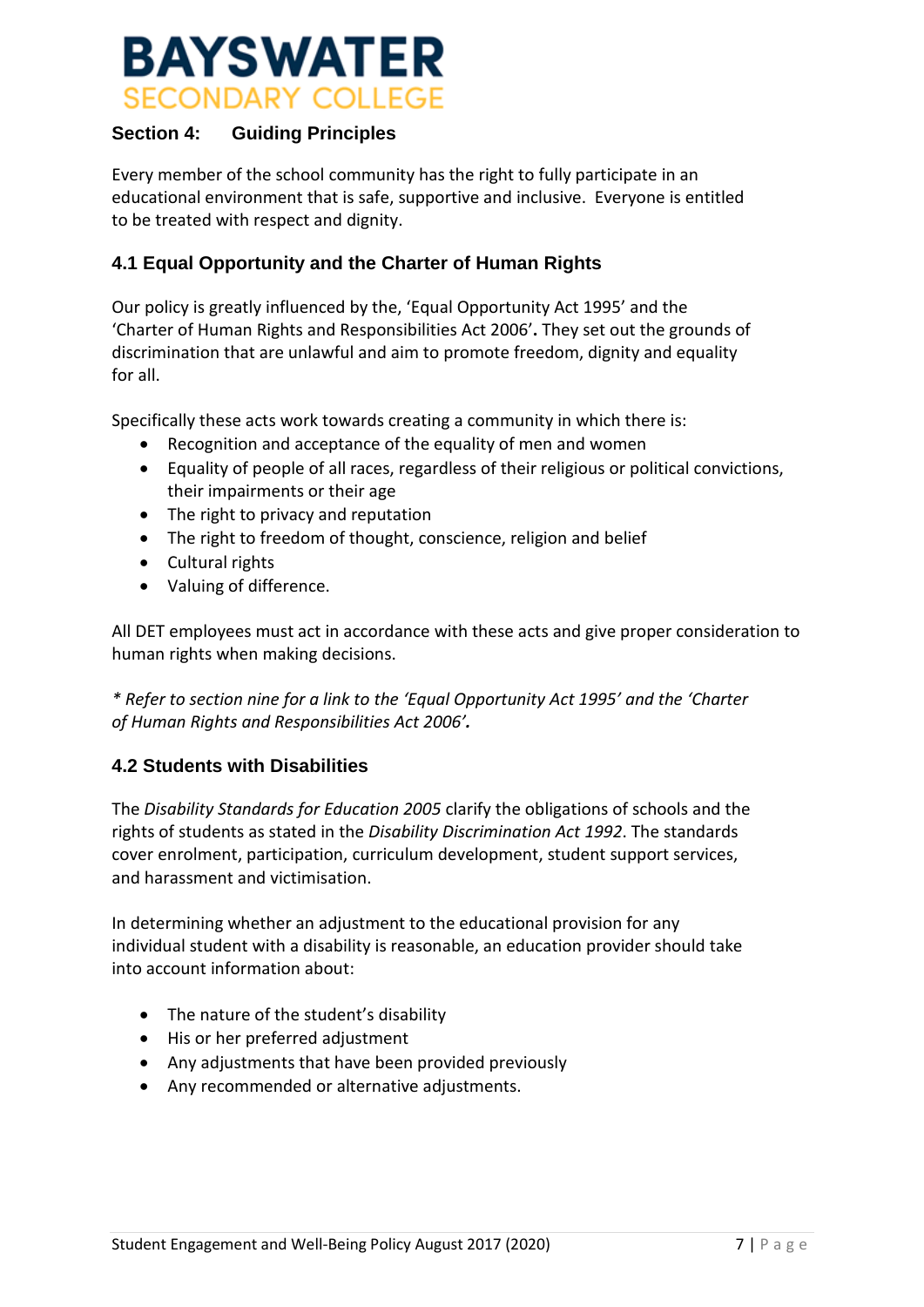## Section 4: Guiding Principles

Every member of the school community has the right to fully participate in an educational environment that is safe, supportive and inclusive. Everyone is entitled to be treated with respect and dignity.

### 4.1 Equal Opportunity and the Charter of Human Rights

Our policy is greatly influenced by the, 'Equal Opportunity Act 1995' and the 'Charter of Human Rights and Responsibilities Act 2006'**.** They set out the grounds of discrimination that are unlawful and aim to promote freedom, dignity and equality for all.

Specifically these acts work towards creating a community in which there is:

- Recognition and acceptance of the equality of men and women
- Equality of people of all races, regardless of their religious or political convictions, their impairments or their age
- The right to privacy and reputation
- The right to freedom of thought, conscience, religion and belief
- Cultural rights
- Valuing of difference.

All DET employees must act in accordance with these acts and give proper consideration to human rights when making decisions.

*\* Refer to section nine for a link to the 'Equal Opportunity Act 1995' and the 'Charter of Human Rights and Responsibilities Act 2006'.*

### 4.2 Students with Disabilities

The *Disability Standards for Education 2005* clarify the obligations of schools and the rights of students as stated in the *Disability Discrimination Act 1992*. The standards cover enrolment, participation, curriculum development, student support services, and harassment and victimisation.

In determining whether an adjustment to the educational provision for any individual student with a disability is reasonable, an education provider should take into account information about:

- The nature of the student's disability
- His or her preferred adjustment
- Any adjustments that have been provided previously
- Any recommended or alternative adjustments.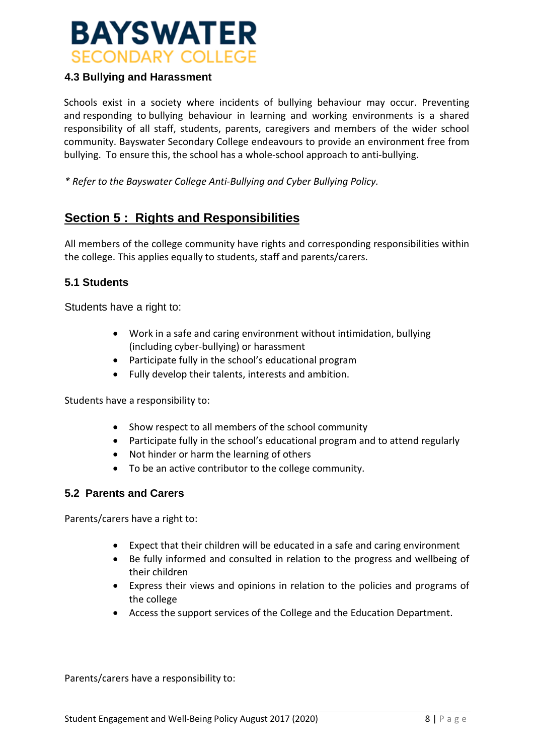### 4.3 Bullying and Harassment

Schools exist in a society where incidents of bullying behaviour may occur. Preventing and responding to bullying behaviour in learning and working environments is a shared responsibility of all staff, students, parents, caregivers and members of the wider school community. Bayswater Secondary College endeavours to provide an environment free from bullying. To ensure this, the school has a whole-school approach to anti-bullying.

*\* Refer to the Bayswater College Anti-Bullying and Cyber Bullying Policy.*

## Section 5 : Rights and Responsibilities

All members of the college community have rights and corresponding responsibilities within the college. This applies equally to students, staff and parents/carers.

### 5.1 Students

Students have a right to:

- Work in a safe and caring environment without intimidation, bullying (including cyber-bullying) or harassment
- Participate fully in the school's educational program
- Fully develop their talents, interests and ambition.

Students have a responsibility to:

- Show respect to all members of the school community
- Participate fully in the school's educational program and to attend regularly
- Not hinder or harm the learning of others
- To be an active contributor to the college community.

### 5.2 Parents and Carers

Parents/carers have a right to:

- Expect that their children will be educated in a safe and caring environment
- Be fully informed and consulted in relation to the progress and wellbeing of their children
- Express their views and opinions in relation to the policies and programs of the college
- Access the support services of the College and the Education Department.

Parents/carers have a responsibility to: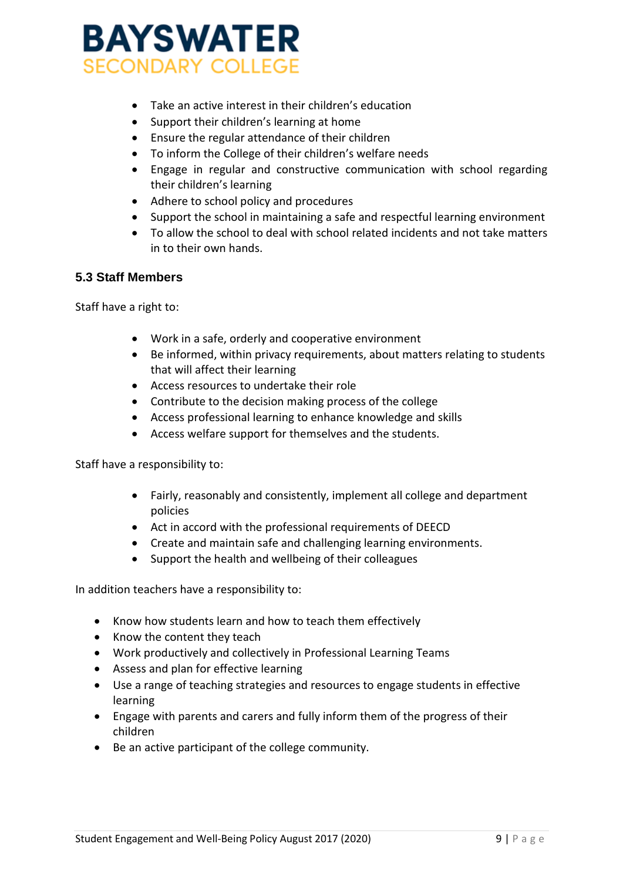- Take an active interest in their children's education
- Support their children's learning at home
- Ensure the regular attendance of their children
- To inform the College of their children's welfare needs
- Engage in regular and constructive communication with school regarding their children's learning
- Adhere to school policy and procedures
- Support the school in maintaining a safe and respectful learning environment
- To allow the school to deal with school related incidents and not take matters in to their own hands.

### 5.3 Staff Members

Staff have a right to:

- Work in a safe, orderly and cooperative environment
- Be informed, within privacy requirements, about matters relating to students that will affect their learning
- Access resources to undertake their role
- Contribute to the decision making process of the college
- Access professional learning to enhance knowledge and skills
- Access welfare support for themselves and the students.

Staff have a responsibility to:

- Fairly, reasonably and consistently, implement all college and department policies
- Act in accord with the professional requirements of DEECD
- Create and maintain safe and challenging learning environments.
- Support the health and wellbeing of their colleagues

In addition teachers have a responsibility to:

- Know how students learn and how to teach them effectively
- Know the content they teach
- Work productively and collectively in Professional Learning Teams
- Assess and plan for effective learning
- Use a range of teaching strategies and resources to engage students in effective learning
- Engage with parents and carers and fully inform them of the progress of their children
- Be an active participant of the college community.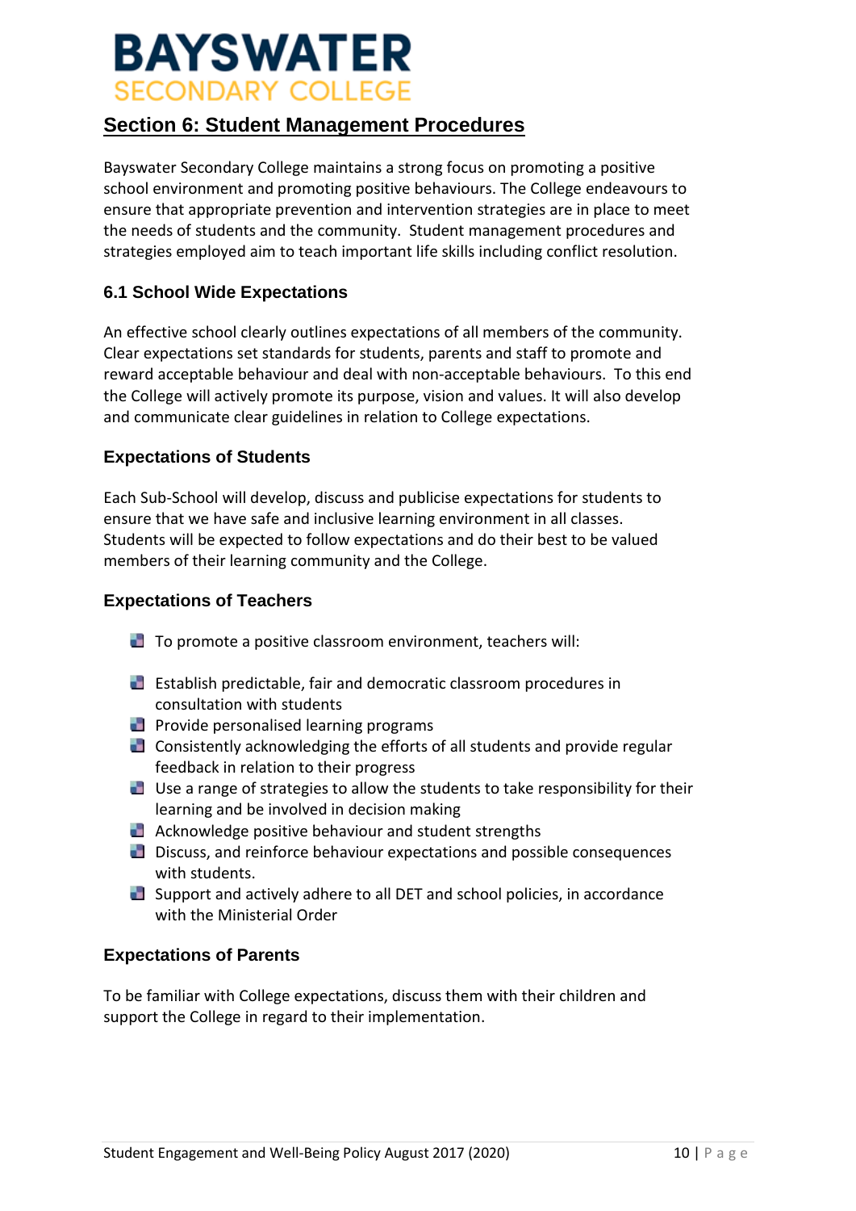**BAYSWATER**
**SECONDARY COLLEGE**

## Section 6: Student Management Procedures

Bayswater Secondary College maintains a strong focus on promoting a positive school environment and promoting positive behaviours. The College endeavours to ensure that appropriate prevention and intervention strategies are in place to meet the needs of students and the community. Student management procedures and strategies employed aim to teach important life skills including conflict resolution.

### 6.1 School Wide Expectations

An effective school clearly outlines expectations of all members of the community. Clear expectations set standards for students, parents and staff to promote and reward acceptable behaviour and deal with non-acceptable behaviours. To this end the College will actively promote its purpose, vision and values. It will also develop and communicate clear guidelines in relation to College expectations.

### Expectations of Students

Each Sub-School will develop, discuss and publicise expectations for students to ensure that we have safe and inclusive learning environment in all classes. Students will be expected to follow expectations and do their best to be valued members of their learning community and the College.

### Expectations of Teachers

- To promote a positive classroom environment, teachers will:

- Establish predictable, fair and democratic classroom procedures in consultation with students
- Provide personalised learning programs
- Consistently acknowledging the efforts of all students and provide regular feedback in relation to their progress
- Use a range of strategies to allow the students to take responsibility for their learning and be involved in decision making
- Acknowledge positive behaviour and student strengths
- Discuss, and reinforce behaviour expectations and possible consequences with students.
- Support and actively adhere to all DET and school policies, in accordance with the Ministerial Order

### Expectations of Parents

To be familiar with College expectations, discuss them with their children and support the College in regard to their implementation.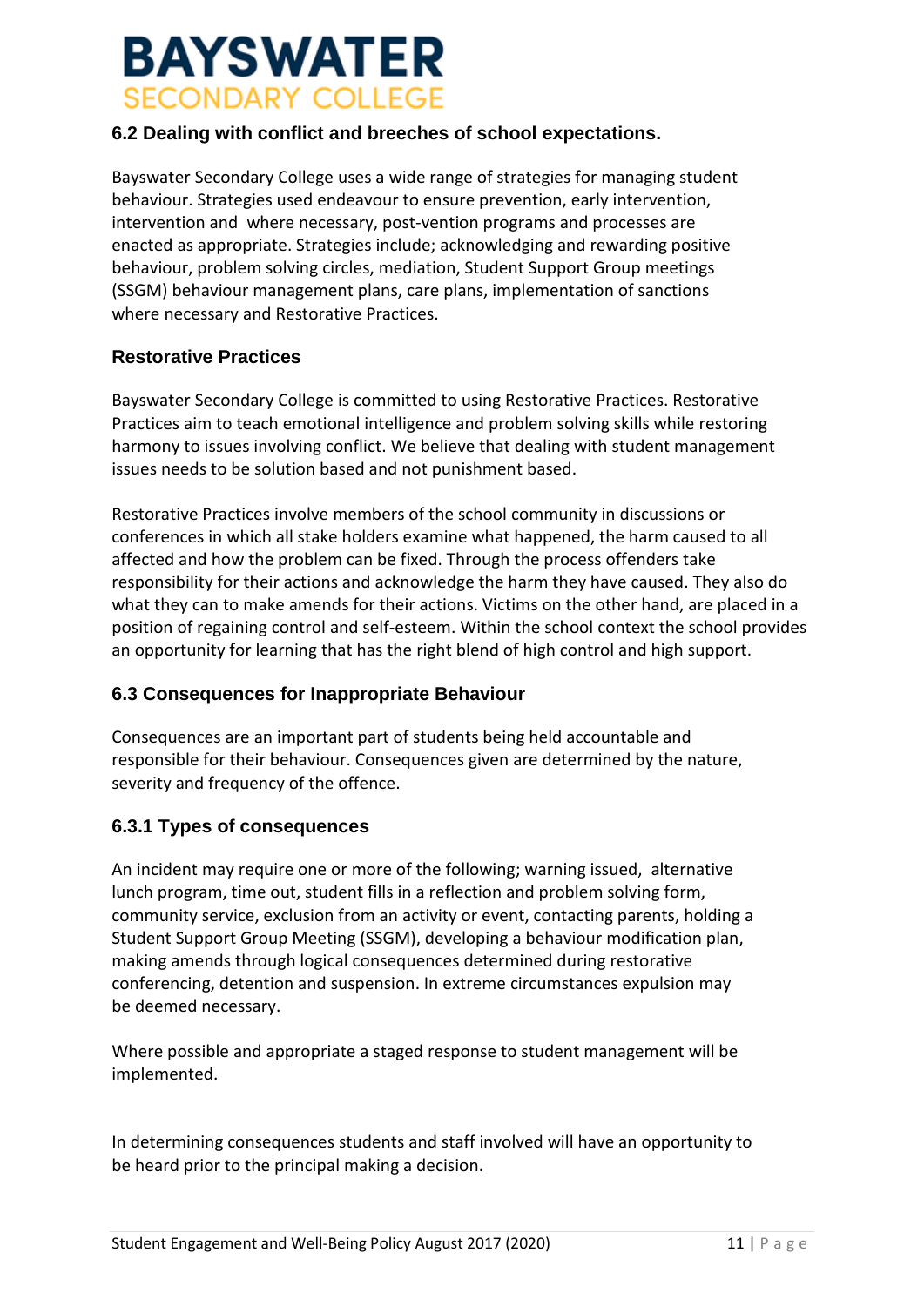## 6.2 Dealing with conflict and breeches of school expectations.

Bayswater Secondary College uses a wide range of strategies for managing student behaviour. Strategies used endeavour to ensure prevention, early intervention, intervention and where necessary, post-vention programs and processes are enacted as appropriate. Strategies include; acknowledging and rewarding positive behaviour, problem solving circles, mediation, Student Support Group meetings (SSGM) behaviour management plans, care plans, implementation of sanctions where necessary and Restorative Practices.

### Restorative Practices

Bayswater Secondary College is committed to using Restorative Practices. Restorative Practices aim to teach emotional intelligence and problem solving skills while restoring harmony to issues involving conflict. We believe that dealing with student management issues needs to be solution based and not punishment based.

Restorative Practices involve members of the school community in discussions or conferences in which all stake holders examine what happened, the harm caused to all affected and how the problem can be fixed. Through the process offenders take responsibility for their actions and acknowledge the harm they have caused. They also do what they can to make amends for their actions. Victims on the other hand, are placed in a position of regaining control and self-esteem. Within the school context the school provides an opportunity for learning that has the right blend of high control and high support.

## 6.3 Consequences for Inappropriate Behaviour

Consequences are an important part of students being held accountable and responsible for their behaviour. Consequences given are determined by the nature, severity and frequency of the offence.

### 6.3.1 Types of consequences

An incident may require one or more of the following; warning issued, alternative lunch program, time out, student fills in a reflection and problem solving form, community service, exclusion from an activity or event, contacting parents, holding a Student Support Group Meeting (SSGM), developing a behaviour modification plan, making amends through logical consequences determined during restorative conferencing, detention and suspension. In extreme circumstances expulsion may be deemed necessary.

Where possible and appropriate a staged response to student management will be implemented.

In determining consequences students and staff involved will have an opportunity to be heard prior to the principal making a decision.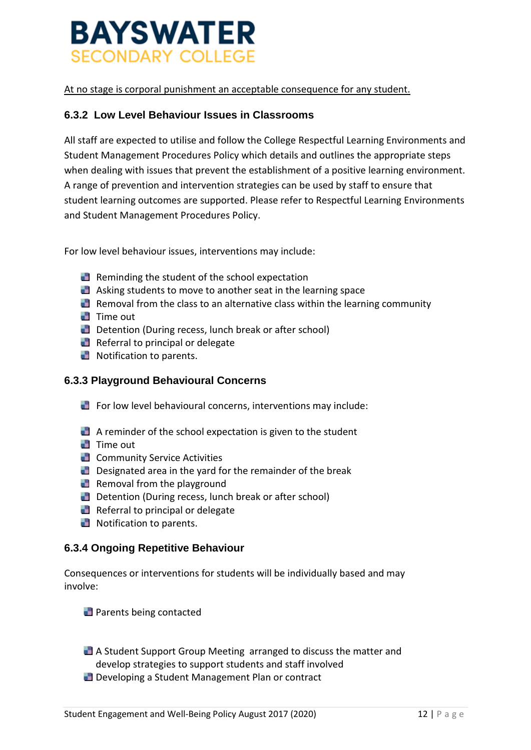At no stage is corporal punishment an acceptable consequence for any student.

### 6.3.2 Low Level Behaviour Issues in Classrooms

All staff are expected to utilise and follow the College Respectful Learning Environments and Student Management Procedures Policy which details and outlines the appropriate steps when dealing with issues that prevent the establishment of a positive learning environment. A range of prevention and intervention strategies can be used by staff to ensure that student learning outcomes are supported. Please refer to Respectful Learning Environments and Student Management Procedures Policy.

For low level behaviour issues, interventions may include:

- Reminding the student of the school expectation
- Asking students to move to another seat in the learning space
- Removal from the class to an alternative class within the learning community
- Time out
- Detention (During recess, lunch break or after school)
- Referral to principal or delegate
- Notification to parents.

### 6.3.3 Playground Behavioural Concerns

- For low level behavioural concerns, interventions may include:

- A reminder of the school expectation is given to the student
- Time out
- Community Service Activities
- Designated area in the yard for the remainder of the break
- Removal from the playground
- Detention (During recess, lunch break or after school)
- Referral to principal or delegate
- Notification to parents.

### 6.3.4 Ongoing Repetitive Behaviour

Consequences or interventions for students will be individually based and may involve:

- Parents being contacted

- A Student Support Group Meeting arranged to discuss the matter and develop strategies to support students and staff involved
- Developing a Student Management Plan or contract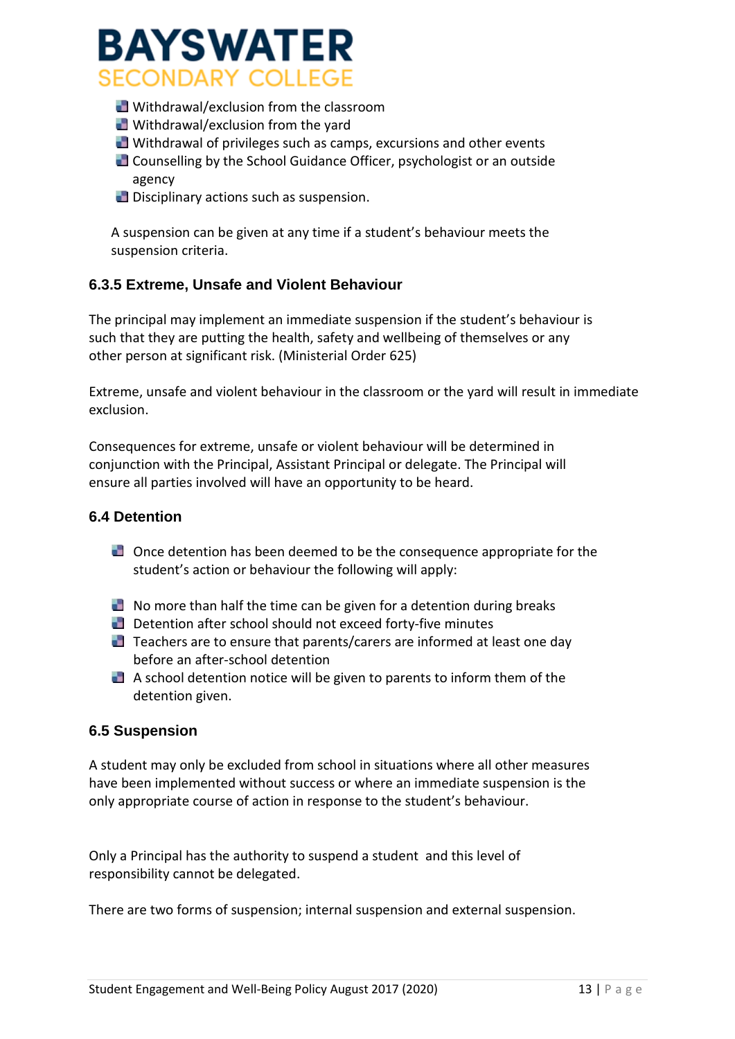- Withdrawal/exclusion from the classroom
- Withdrawal/exclusion from the yard
- Withdrawal of privileges such as camps, excursions and other events
- Counselling by the School Guidance Officer, psychologist or an outside agency
- Disciplinary actions such as suspension.

A suspension can be given at any time if a student's behaviour meets the suspension criteria.

### 6.3.5 Extreme, Unsafe and Violent Behaviour

The principal may implement an immediate suspension if the student's behaviour is such that they are putting the health, safety and wellbeing of themselves or any other person at significant risk. (Ministerial Order 625)

Extreme, unsafe and violent behaviour in the classroom or the yard will result in immediate exclusion.

Consequences for extreme, unsafe or violent behaviour will be determined in conjunction with the Principal, Assistant Principal or delegate. The Principal will ensure all parties involved will have an opportunity to be heard.

### 6.4 Detention

- Once detention has been deemed to be the consequence appropriate for the student's action or behaviour the following will apply:

- No more than half the time can be given for a detention during breaks
- Detention after school should not exceed forty-five minutes
- Teachers are to ensure that parents/carers are informed at least one day before an after-school detention
- A school detention notice will be given to parents to inform them of the detention given.

### 6.5 Suspension

A student may only be excluded from school in situations where all other measures have been implemented without success or where an immediate suspension is the only appropriate course of action in response to the student's behaviour.

Only a Principal has the authority to suspend a student and this level of responsibility cannot be delegated.

There are two forms of suspension; internal suspension and external suspension.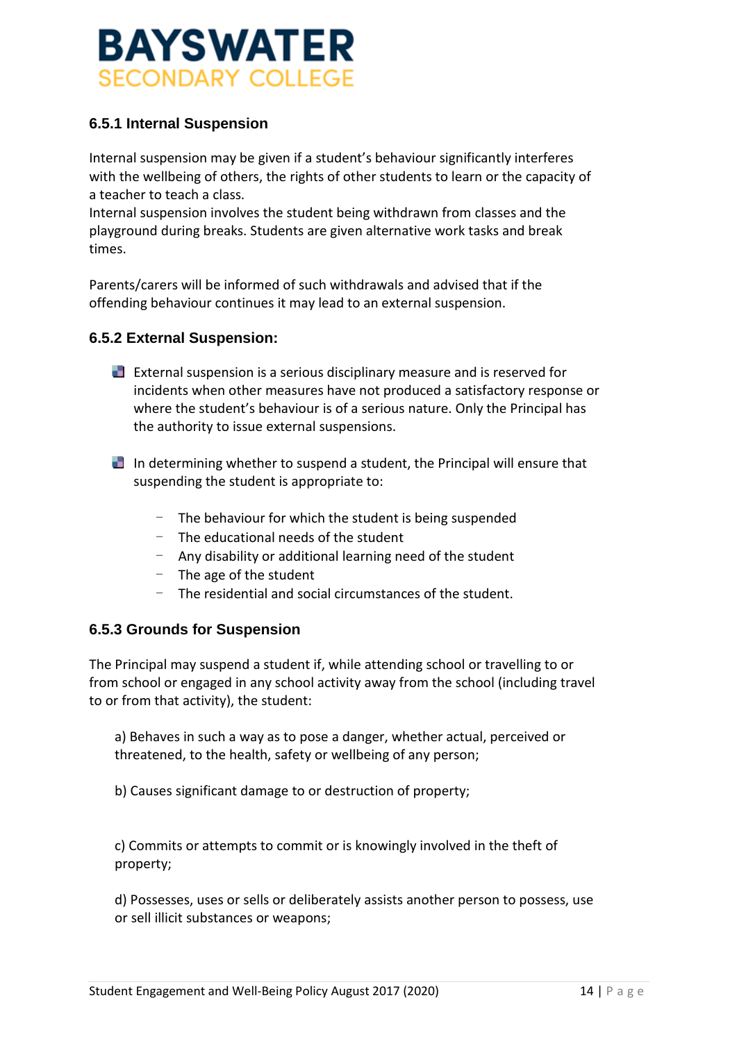### 6.5.1 Internal Suspension

Internal suspension may be given if a student's behaviour significantly interferes with the wellbeing of others, the rights of other students to learn or the capacity of a teacher to teach a class.
Internal suspension involves the student being withdrawn from classes and the playground during breaks. Students are given alternative work tasks and break times.

Parents/carers will be informed of such withdrawals and advised that if the offending behaviour continues it may lead to an external suspension.

### 6.5.2 External Suspension:

- External suspension is a serious disciplinary measure and is reserved for incidents when other measures have not produced a satisfactory response or where the student's behaviour is of a serious nature. Only the Principal has the authority to issue external suspensions.

- In determining whether to suspend a student, the Principal will ensure that suspending the student is appropriate to:

    - The behaviour for which the student is being suspended
    - The educational needs of the student
    - Any disability or additional learning need of the student
    - The age of the student
    - The residential and social circumstances of the student.

### 6.5.3 Grounds for Suspension

The Principal may suspend a student if, while attending school or travelling to or from school or engaged in any school activity away from the school (including travel to or from that activity), the student:

a) Behaves in such a way as to pose a danger, whether actual, perceived or threatened, to the health, safety or wellbeing of any person;

b) Causes significant damage to or destruction of property;

c) Commits or attempts to commit or is knowingly involved in the theft of property;

d) Possesses, uses or sells or deliberately assists another person to possess, use or sell illicit substances or weapons;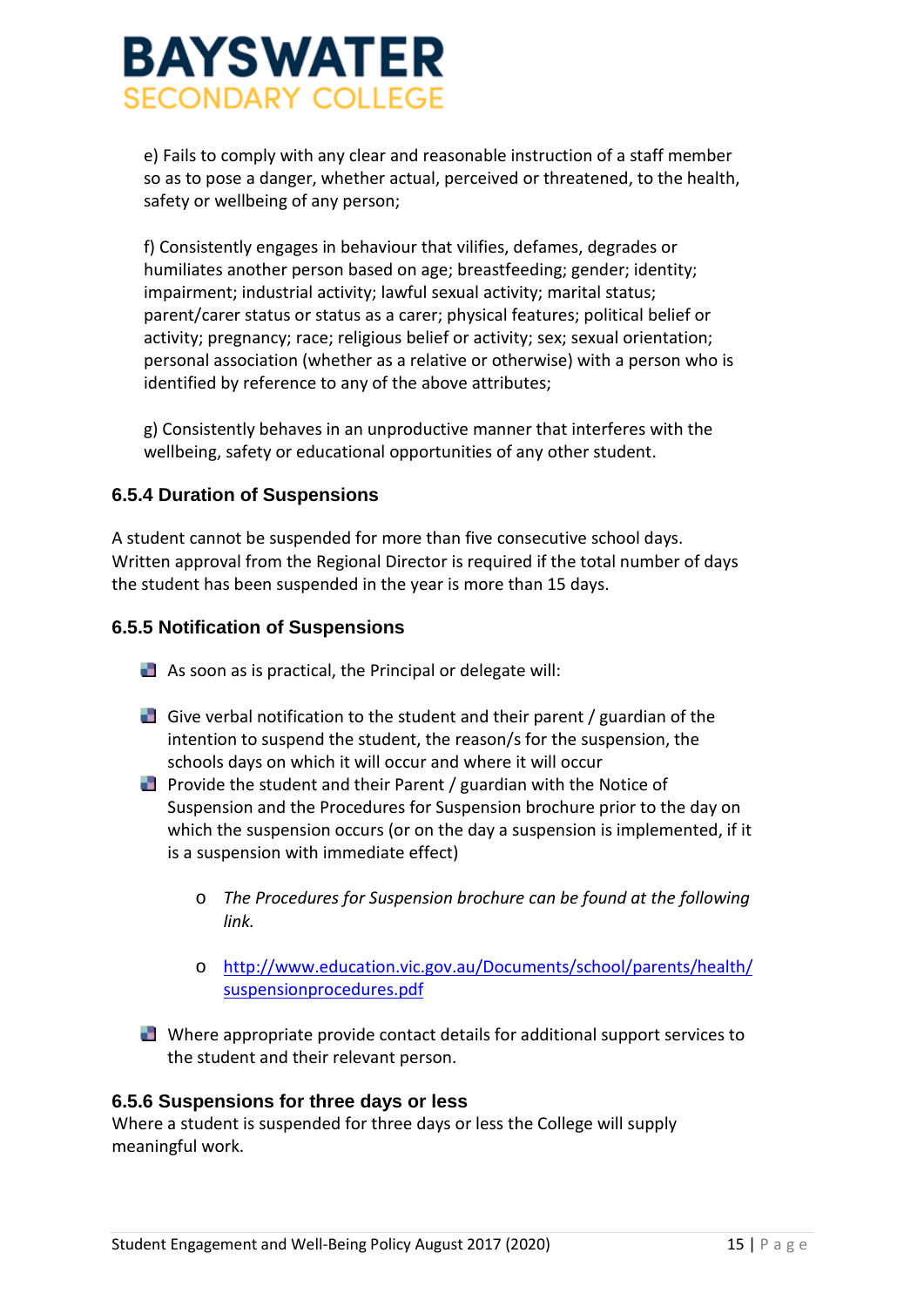e) Fails to comply with any clear and reasonable instruction of a staff member so as to pose a danger, whether actual, perceived or threatened, to the health, safety or wellbeing of any person;

f) Consistently engages in behaviour that vilifies, defames, degrades or humiliates another person based on age; breastfeeding; gender; identity; impairment; industrial activity; lawful sexual activity; marital status; parent/carer status or status as a carer; physical features; political belief or activity; pregnancy; race; religious belief or activity; sex; sexual orientation; personal association (whether as a relative or otherwise) with a person who is identified by reference to any of the above attributes;

g) Consistently behaves in an unproductive manner that interferes with the wellbeing, safety or educational opportunities of any other student.

### 6.5.4 Duration of Suspensions

A student cannot be suspended for more than five consecutive school days. Written approval from the Regional Director is required if the total number of days the student has been suspended in the year is more than 15 days.

### 6.5.5 Notification of Suspensions

- As soon as is practical, the Principal or delegate will:
- Give verbal notification to the student and their parent / guardian of the intention to suspend the student, the reason/s for the suspension, the schools days on which it will occur and where it will occur
- Provide the student and their Parent / guardian with the Notice of Suspension and the Procedures for Suspension brochure prior to the day on which the suspension occurs (or on the day a suspension is implemented, if it is a suspension with immediate effect)
    - *The Procedures for Suspension brochure can be found at the following link.*
    - http://www.education.vic.gov.au/Documents/school/parents/health/suspensionprocedures.pdf
- Where appropriate provide contact details for additional support services to the student and their relevant person.

### 6.5.6 Suspensions for three days or less

Where a student is suspended for three days or less the College will supply meaningful work.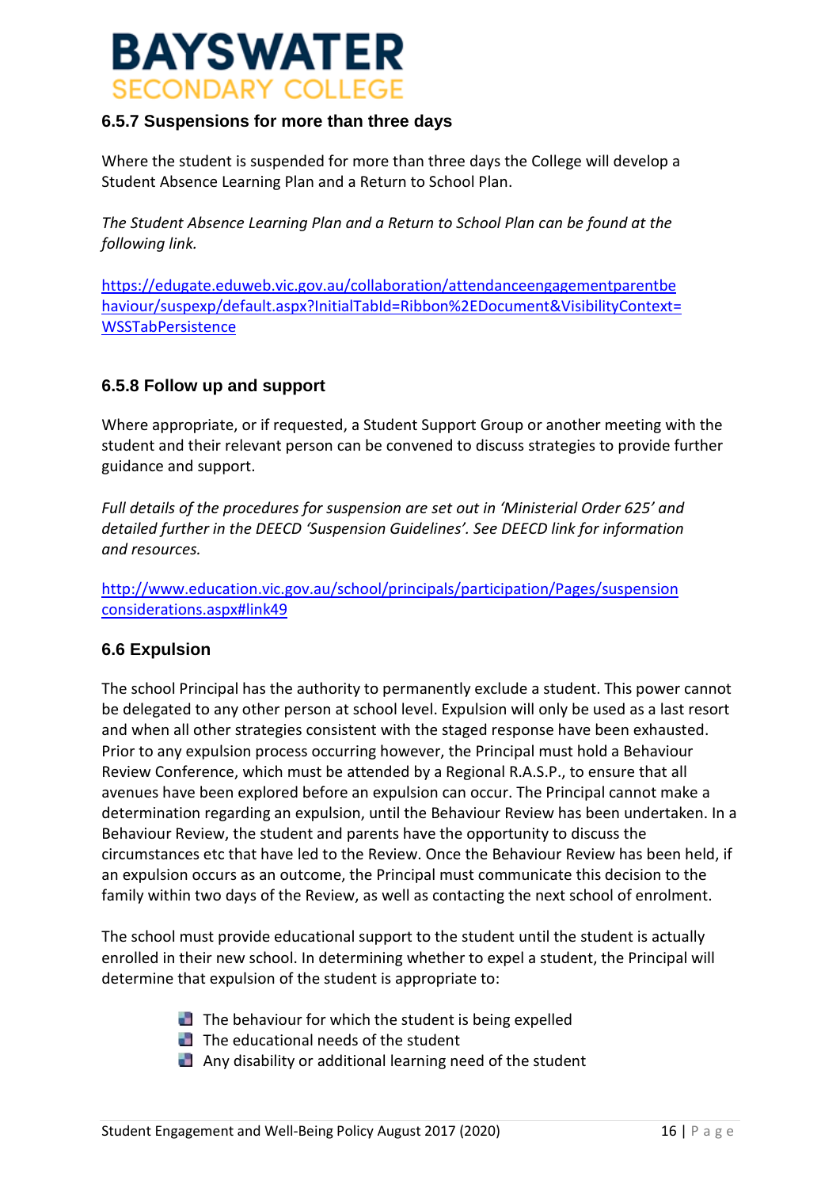### 6.5.7 Suspensions for more than three days

Where the student is suspended for more than three days the College will develop a Student Absence Learning Plan and a Return to School Plan.

*The Student Absence Learning Plan and a Return to School Plan can be found at the following link.*

https://edugate.eduweb.vic.gov.au/collaboration/attendanceengagementparentbehaviour/suspexp/default.aspx?InitialTabId=Ribbon%2EDocument&VisibilityContext=WSSTabPersistence

### 6.5.8 Follow up and support

Where appropriate, or if requested, a Student Support Group or another meeting with the student and their relevant person can be convened to discuss strategies to provide further guidance and support.

*Full details of the procedures for suspension are set out in 'Ministerial Order 625' and detailed further in the DEECD 'Suspension Guidelines'. See DEECD link for information and resources.*

http://www.education.vic.gov.au/school/principals/participation/Pages/suspensionconsiderations.aspx#link49

## 6.6 Expulsion

The school Principal has the authority to permanently exclude a student. This power cannot be delegated to any other person at school level. Expulsion will only be used as a last resort and when all other strategies consistent with the staged response have been exhausted. Prior to any expulsion process occurring however, the Principal must hold a Behaviour Review Conference, which must be attended by a Regional R.A.S.P., to ensure that all avenues have been explored before an expulsion can occur. The Principal cannot make a determination regarding an expulsion, until the Behaviour Review has been undertaken. In a Behaviour Review, the student and parents have the opportunity to discuss the circumstances etc that have led to the Review. Once the Behaviour Review has been held, if an expulsion occurs as an outcome, the Principal must communicate this decision to the family within two days of the Review, as well as contacting the next school of enrolment.

The school must provide educational support to the student until the student is actually enrolled in their new school. In determining whether to expel a student, the Principal will determine that expulsion of the student is appropriate to:

- The behaviour for which the student is being expelled
- The educational needs of the student
- Any disability or additional learning need of the student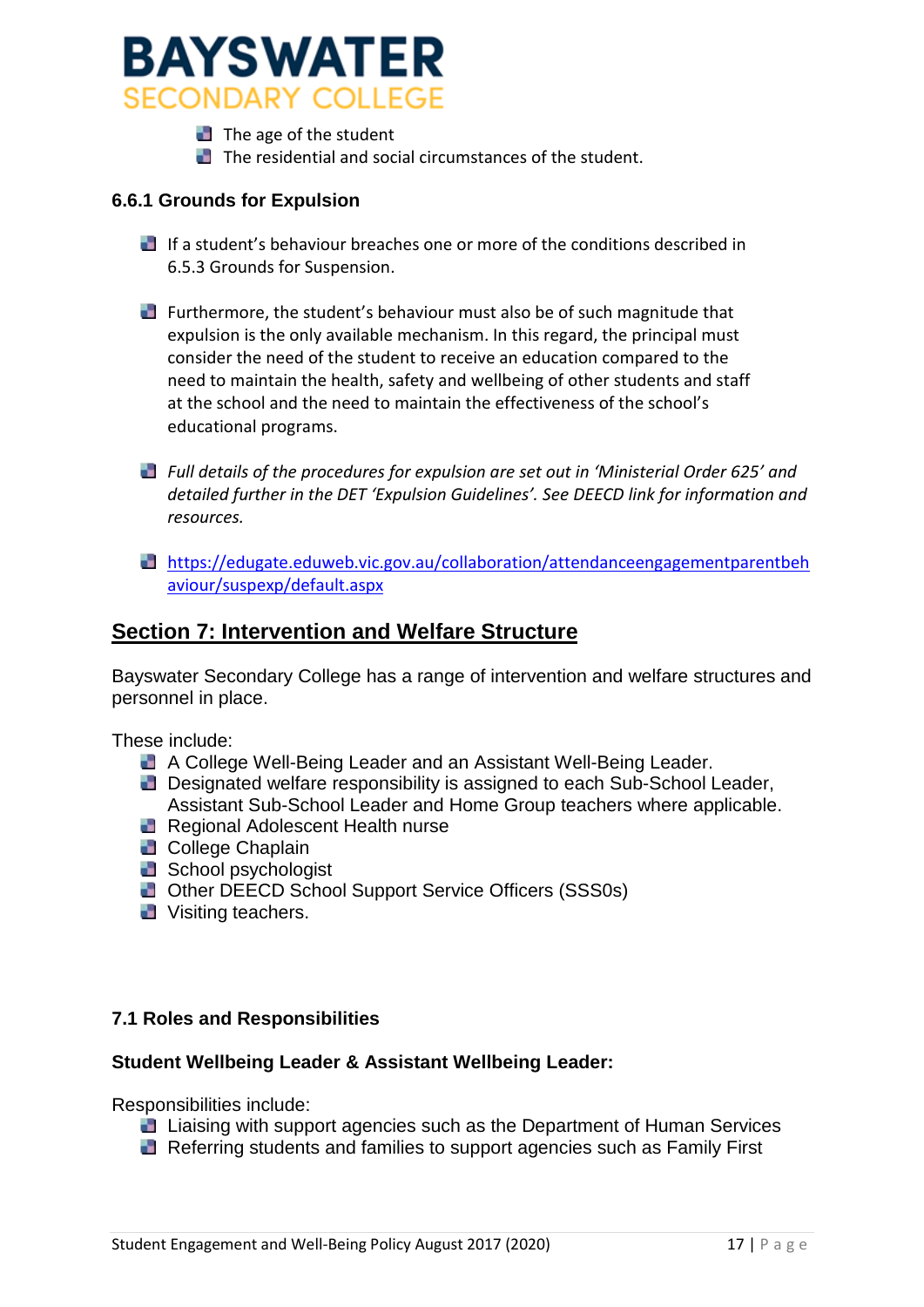- The age of the student
- The residential and social circumstances of the student.

### 6.6.1 Grounds for Expulsion

- If a student's behaviour breaches one or more of the conditions described in 6.5.3 Grounds for Suspension.

- Furthermore, the student's behaviour must also be of such magnitude that expulsion is the only available mechanism. In this regard, the principal must consider the need of the student to receive an education compared to the need to maintain the health, safety and wellbeing of other students and staff at the school and the need to maintain the effectiveness of the school's educational programs.

- *Full details of the procedures for expulsion are set out in 'Ministerial Order 625' and detailed further in the DET 'Expulsion Guidelines'. See DEECD link for information and resources.*

- https://edugate.eduweb.vic.gov.au/collaboration/attendanceengagementparentbehaviour/suspexp/default.aspx

## Section 7: Intervention and Welfare Structure

Bayswater Secondary College has a range of intervention and welfare structures and personnel in place.

These include:

- A College Well-Being Leader and an Assistant Well-Being Leader.
- Designated welfare responsibility is assigned to each Sub-School Leader, Assistant Sub-School Leader and Home Group teachers where applicable.
- Regional Adolescent Health nurse
- College Chaplain
- School psychologist
- Other DEECD School Support Service Officers (SSS0s)
- Visiting teachers.

### 7.1 Roles and Responsibilities

**Student Wellbeing Leader & Assistant Wellbeing Leader:**

Responsibilities include:

- Liaising with support agencies such as the Department of Human Services
- Referring students and families to support agencies such as Family First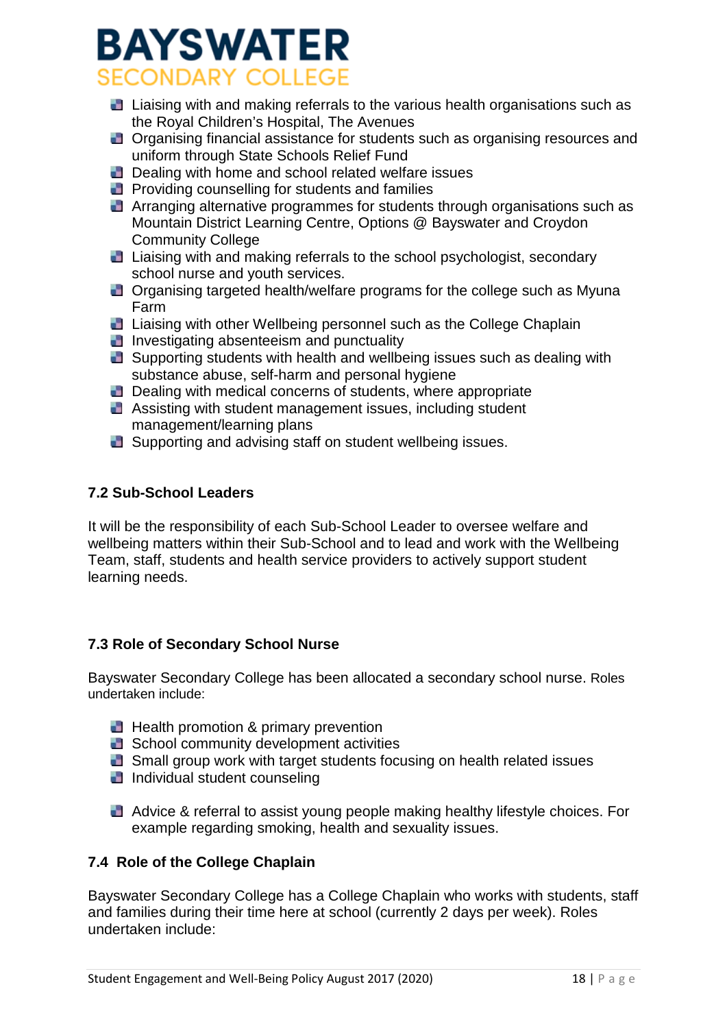- Liaising with and making referrals to the various health organisations such as the Royal Children's Hospital, The Avenues
- Organising financial assistance for students such as organising resources and uniform through State Schools Relief Fund
- Dealing with home and school related welfare issues
- Providing counselling for students and families
- Arranging alternative programmes for students through organisations such as Mountain District Learning Centre, Options @ Bayswater and Croydon Community College
- Liaising with and making referrals to the school psychologist, secondary school nurse and youth services.
- Organising targeted health/welfare programs for the college such as Myuna Farm
- Liaising with other Wellbeing personnel such as the College Chaplain
- Investigating absenteeism and punctuality
- Supporting students with health and wellbeing issues such as dealing with substance abuse, self-harm and personal hygiene
- Dealing with medical concerns of students, where appropriate
- Assisting with student management issues, including student management/learning plans
- Supporting and advising staff on student wellbeing issues.

### 7.2 Sub-School Leaders

It will be the responsibility of each Sub-School Leader to oversee welfare and wellbeing matters within their Sub-School and to lead and work with the Wellbeing Team, staff, students and health service providers to actively support student learning needs.

### 7.3 Role of Secondary School Nurse

Bayswater Secondary College has been allocated a secondary school nurse. Roles undertaken include:

- Health promotion & primary prevention
- School community development activities
- Small group work with target students focusing on health related issues
- Individual student counseling

- Advice & referral to assist young people making healthy lifestyle choices. For example regarding smoking, health and sexuality issues.

### 7.4 Role of the College Chaplain

Bayswater Secondary College has a College Chaplain who works with students, staff and families during their time here at school (currently 2 days per week). Roles undertaken include: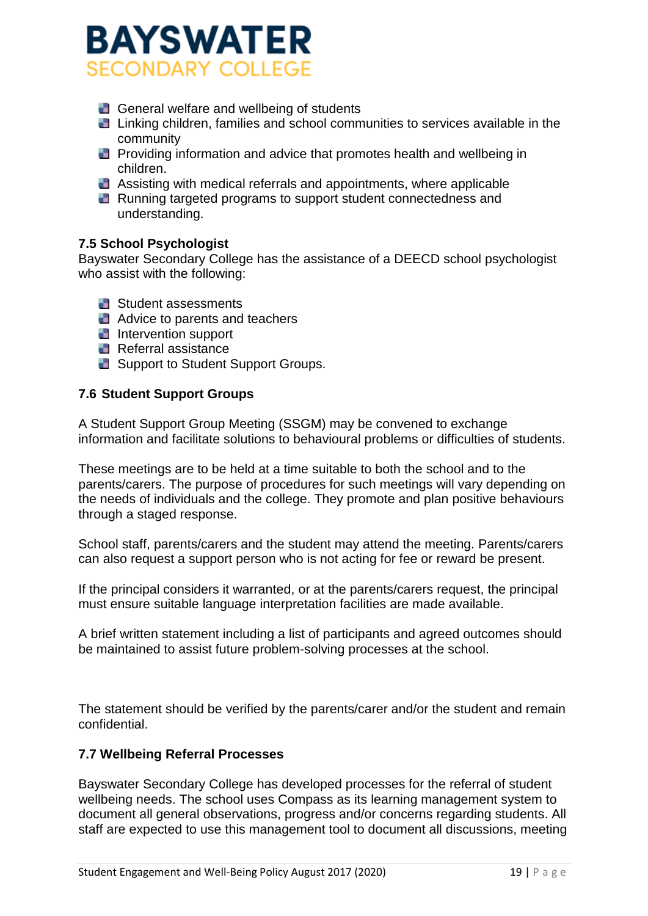- General welfare and wellbeing of students
- Linking children, families and school communities to services available in the community
- Providing information and advice that promotes health and wellbeing in children.
- Assisting with medical referrals and appointments, where applicable
- Running targeted programs to support student connectedness and understanding.

### 7.5 School Psychologist

Bayswater Secondary College has the assistance of a DEECD school psychologist who assist with the following:

- Student assessments
- Advice to parents and teachers
- Intervention support
- Referral assistance
- Support to Student Support Groups.

### 7.6 Student Support Groups

A Student Support Group Meeting (SSGM) may be convened to exchange information and facilitate solutions to behavioural problems or difficulties of students.

These meetings are to be held at a time suitable to both the school and to the parents/carers. The purpose of procedures for such meetings will vary depending on the needs of individuals and the college. They promote and plan positive behaviours through a staged response.

School staff, parents/carers and the student may attend the meeting. Parents/carers can also request a support person who is not acting for fee or reward be present.

If the principal considers it warranted, or at the parents/carers request, the principal must ensure suitable language interpretation facilities are made available.

A brief written statement including a list of participants and agreed outcomes should be maintained to assist future problem-solving processes at the school.

The statement should be verified by the parents/carer and/or the student and remain confidential.

### 7.7 Wellbeing Referral Processes

Bayswater Secondary College has developed processes for the referral of student wellbeing needs. The school uses Compass as its learning management system to document all general observations, progress and/or concerns regarding students. All staff are expected to use this management tool to document all discussions, meeting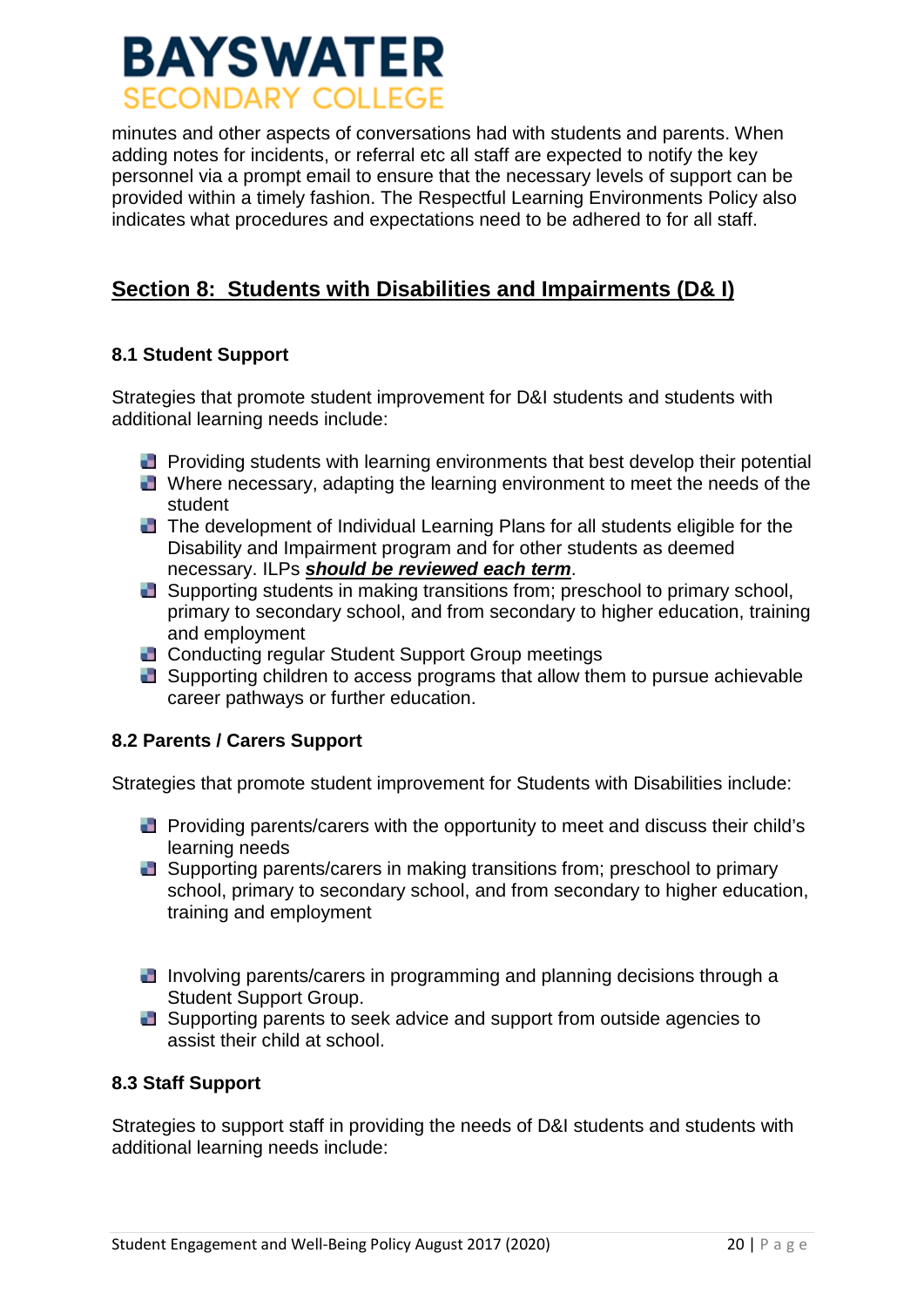minutes and other aspects of conversations had with students and parents. When adding notes for incidents, or referral etc all staff are expected to notify the key personnel via a prompt email to ensure that the necessary levels of support can be provided within a timely fashion. The Respectful Learning Environments Policy also indicates what procedures and expectations need to be adhered to for all staff.

## Section 8: Students with Disabilities and Impairments (D& I)

### 8.1 Student Support

Strategies that promote student improvement for D&I students and students with additional learning needs include:

- Providing students with learning environments that best develop their potential
- Where necessary, adapting the learning environment to meet the needs of the student
- The development of Individual Learning Plans for all students eligible for the Disability and Impairment program and for other students as deemed necessary. ILPs ***should be reviewed each term***.
- Supporting students in making transitions from; preschool to primary school, primary to secondary school, and from secondary to higher education, training and employment
- Conducting regular Student Support Group meetings
- Supporting children to access programs that allow them to pursue achievable career pathways or further education.

### 8.2 Parents / Carers Support

Strategies that promote student improvement for Students with Disabilities include:

- Providing parents/carers with the opportunity to meet and discuss their child's learning needs
- Supporting parents/carers in making transitions from; preschool to primary school, primary to secondary school, and from secondary to higher education, training and employment
- Involving parents/carers in programming and planning decisions through a Student Support Group.
- Supporting parents to seek advice and support from outside agencies to assist their child at school.

### 8.3 Staff Support

Strategies to support staff in providing the needs of D&I students and students with additional learning needs include: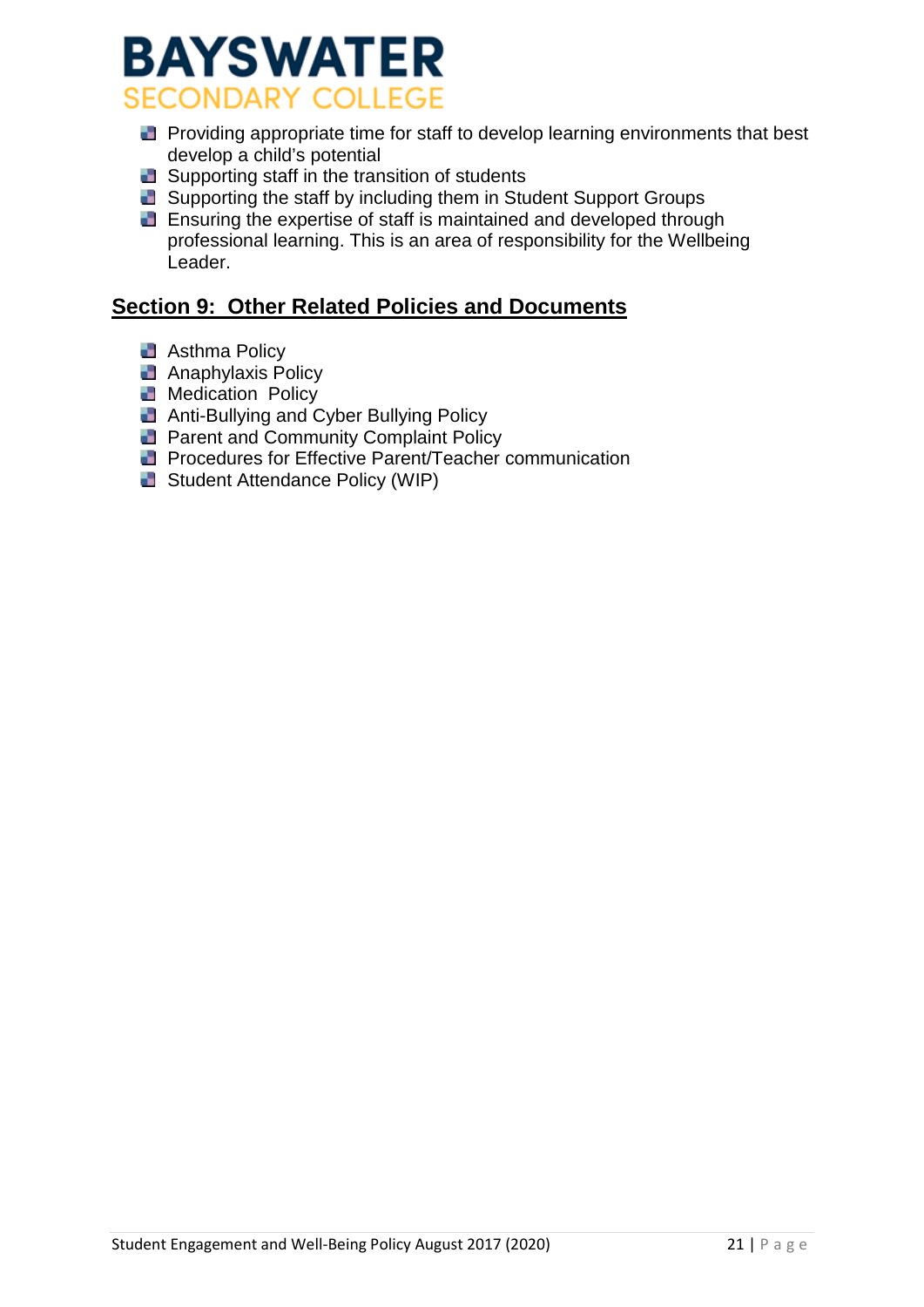- Providing appropriate time for staff to develop learning environments that best develop a child's potential
- Supporting staff in the transition of students
- Supporting the staff by including them in Student Support Groups
- Ensuring the expertise of staff is maintained and developed through professional learning. This is an area of responsibility for the Wellbeing Leader.

## Section 9: Other Related Policies and Documents

- Asthma Policy
- Anaphylaxis Policy
- Medication Policy
- Anti-Bullying and Cyber Bullying Policy
- Parent and Community Complaint Policy
- Procedures for Effective Parent/Teacher communication
- Student Attendance Policy (WIP)